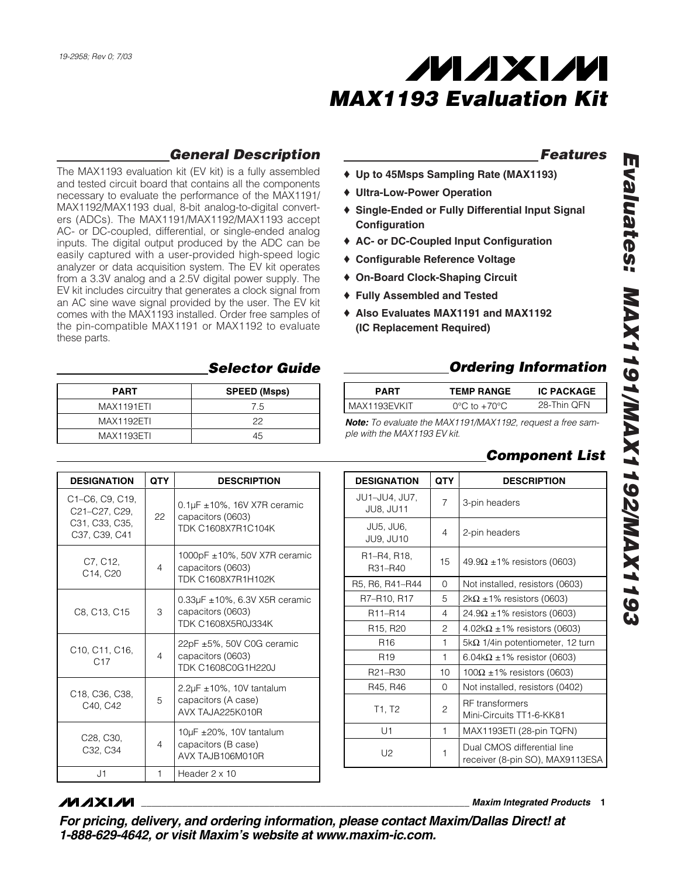# MAX1193 Evaluation Kit

**Evaluates: MAX1191/MAX1192/MAX1193**

## General Description

The MAX1193 evaluation kit (EV kit) is a fully assembled and tested circuit board that contains all the components necessary to evaluate the performance of the MAX1191/MAX1192/MAX1193 dual, 8-bit analog-to-digital converters (ADCs). The MAX1191/MAX1192/MAX1193 accept AC- or DC-coupled, differential, or single-ended analog inputs. The digital output produced by the ADC can be easily captured with a user-provided high-speed logic analyzer or data acquisition system. The EV kit operates from a 3.3V analog and a 2.5V digital power supply. The EV kit includes circuitry that generates a clock signal from an AC sine wave signal provided by the user. The EV kit comes with the MAX1193 installed. Order free samples of the pin-compatible MAX1191 or MAX1192 to evaluate these parts.

## Features

- ♦ **Up to 45Msps Sampling Rate (MAX1193)**
- ♦ **Ultra-Low-Power Operation**
- ♦ **Single-Ended or Fully Differential Input Signal Configuration**
- ♦ **AC- or DC-Coupled Input Configuration**
- ♦ **Configurable Reference Voltage**
- ♦ **On-Board Clock-Shaping Circuit**
- ♦ **Fully Assembled and Tested**
- ♦ **Also Evaluates MAX1191 and MAX1192 (IC Replacement Required)**

## Selector Guide

| PART | SPEED (Msps) |
|---|---|
| MAX1191ETI | 7.5 |
| MAX1192ETI | 22 |
| MAX1193ETI | 45 |

## Ordering Information

| PART | TEMP RANGE | IC PACKAGE |
|---|---|---|
| MAX1193EVKIT | 0°C to +70°C | 28-Thin QFN |

***Note:** To evaluate the MAX1191/MAX1192, request a free sample with the MAX1193 EV kit.*

## Component List

| DESIGNATION | QTY | DESCRIPTION |
|---|---|---|
| C1–C6, C9, C19, C21–C27, C29, C31, C33, C35, C37, C39, C41 | 22 | 0.1µF ±10%, 16V X7R ceramic capacitors (0603) TDK C1608X7R1C104K |
| C7, C12, C14, C20 | 4 | 1000pF ±10%, 50V X7R ceramic capacitors (0603) TDK C1608X7R1H102K |
| C8, C13, C15 | 3 | 0.33µF ±10%, 6.3V X5R ceramic capacitors (0603) TDK C1608X5R0J334K |
| C10, C11, C16, C17 | 4 | 22pF ±5%, 50V C0G ceramic capacitors (0603) TDK C1608C0G1H220J |
| C18, C36, C38, C40, C42 | 5 | 2.2µF ±10%, 10V tantalum capacitors (A case) AVX TAJA225K010R |
| C28, C30, C32, C34 | 4 | 10µF ±20%, 10V tantalum capacitors (B case) AVX TAJB106M010R |
| J1 | 1 | Header 2 x 10 |
| JU1–JU4, JU7, JU8, JU11 | 7 | 3-pin headers |
| JU5, JU6, JU9, JU10 | 4 | 2-pin headers |
| R1–R4, R18, R31–R40 | 15 | 49.9Ω ±1% resistors (0603) |
| R5, R6, R41–R44 | 0 | Not installed, resistors (0603) |
| R7–R10, R17 | 5 | 2kΩ ±1% resistors (0603) |
| R11–R14 | 4 | 24.9Ω ±1% resistors (0603) |
| R15, R20 | 2 | 4.02kΩ ±1% resistors (0603) |
| R16 | 1 | 5kΩ 1/4in potentiometer, 12 turn |
| R19 | 1 | 6.04kΩ ±1% resistor (0603) |
| R21–R30 | 10 | 100Ω ±1% resistors (0603) |
| R45, R46 | 0 | Not installed, resistors (0402) |
| T1, T2 | 2 | RF transformers Mini-Circuits TT1-6-KK81 |
| U1 | 1 | MAX1193ETI (28-pin TQFN) |
| U2 | 1 | Dual CMOS differential line receiver (8-pin SO), MAX9113ESA |

***For pricing, delivery, and ordering information, please contact Maxim/Dallas Direct! at 1-888-629-4642, or visit Maxim's website at www.maxim-ic.com.***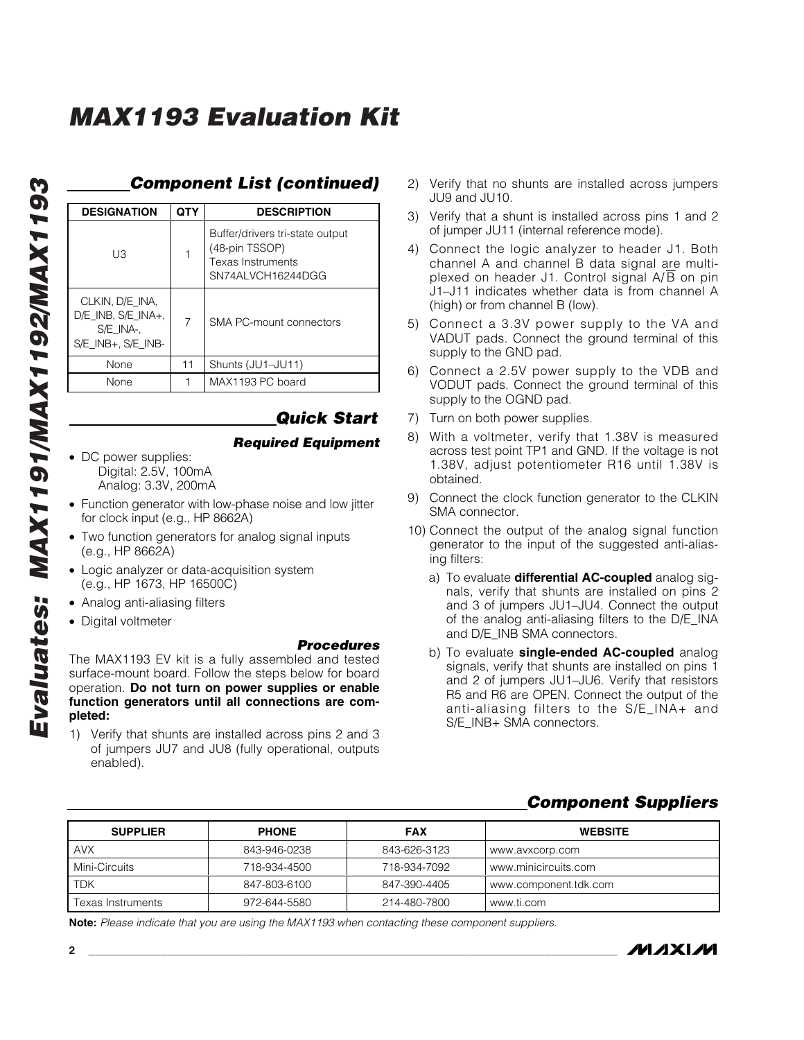## Component List (continued)

| DESIGNATION | QTY | DESCRIPTION |
|---|---|---|
| U3 | 1 | Buffer/drivers tri-state output (48-pin TSSOP) Texas Instruments SN74ALVCH16244DGG |
| CLKIN, D/E_INA, D/E_INB, S/E_INA+, S/E_INA-, S/E_INB+, S/E_INB- | 7 | SMA PC-mount connectors |
| None | 11 | Shunts (JU1–JU11) |
| None | 1 | MAX1193 PC board |

## Quick Start

### Required Equipment

- DC power supplies:
  Digital: 2.5V, 100mA
  Analog: 3.3V, 200mA
- Function generator with low-phase noise and low jitter for clock input (e.g., HP 8662A)
- Two function generators for analog signal inputs (e.g., HP 8662A)
- Logic analyzer or data-acquisition system (e.g., HP 1673, HP 16500C)
- Analog anti-aliasing filters
- Digital voltmeter

### Procedures

The MAX1193 EV kit is a fully assembled and tested surface-mount board. Follow the steps below for board operation. **Do not turn on power supplies or enable function generators until all connections are completed:**

1) Verify that shunts are installed across pins 2 and 3 of jumpers JU7 and JU8 (fully operational, outputs enabled).
2) Verify that no shunts are installed across jumpers JU9 and JU10.
3) Verify that a shunt is installed across pins 1 and 2 of jumper JU11 (internal reference mode).
4) Connect the logic analyzer to header J1. Both channel A and channel B data signal are multiplexed on header J1. Control signal A/$\overline{B}$ on pin J1–J11 indicates whether data is from channel A (high) or from channel B (low).
5) Connect a 3.3V power supply to the VA and VADUT pads. Connect the ground terminal of this supply to the GND pad.
6) Connect a 2.5V power supply to the VDB and VODUT pads. Connect the ground terminal of this supply to the OGND pad.
7) Turn on both power supplies.
8) With a voltmeter, verify that 1.38V is measured across test point TP1 and GND. If the voltage is not 1.38V, adjust potentiometer R16 until 1.38V is obtained.
9) Connect the clock function generator to the CLKIN SMA connector.
10) Connect the output of the analog signal function generator to the input of the suggested anti-aliasing filters:
    a) To evaluate **differential AC-coupled** analog signals, verify that shunts are installed on pins 2 and 3 of jumpers JU1–JU4. Connect the output of the analog anti-aliasing filters to the D/E_INA and D/E_INB SMA connectors.
    b) To evaluate **single-ended AC-coupled** analog signals, verify that shunts are installed on pins 1 and 2 of jumpers JU1–JU6. Verify that resistors R5 and R6 are OPEN. Connect the output of the anti-aliasing filters to the S/E_INA+ and S/E_INB+ SMA connectors.

## Component Suppliers

| SUPPLIER | PHONE | FAX | WEBSITE |
|---|---|---|---|
| AVX | 843-946-0238 | 843-626-3123 | www.avxcorp.com |
| Mini-Circuits | 718-934-4500 | 718-934-7092 | www.minicircuits.com |
| TDK | 847-803-6100 | 847-390-4405 | www.component.tdk.com |
| Texas Instruments | 972-644-5580 | 214-480-7800 | www.ti.com |

**Note:** *Please indicate that you are using the MAX1193 when contacting these component suppliers.*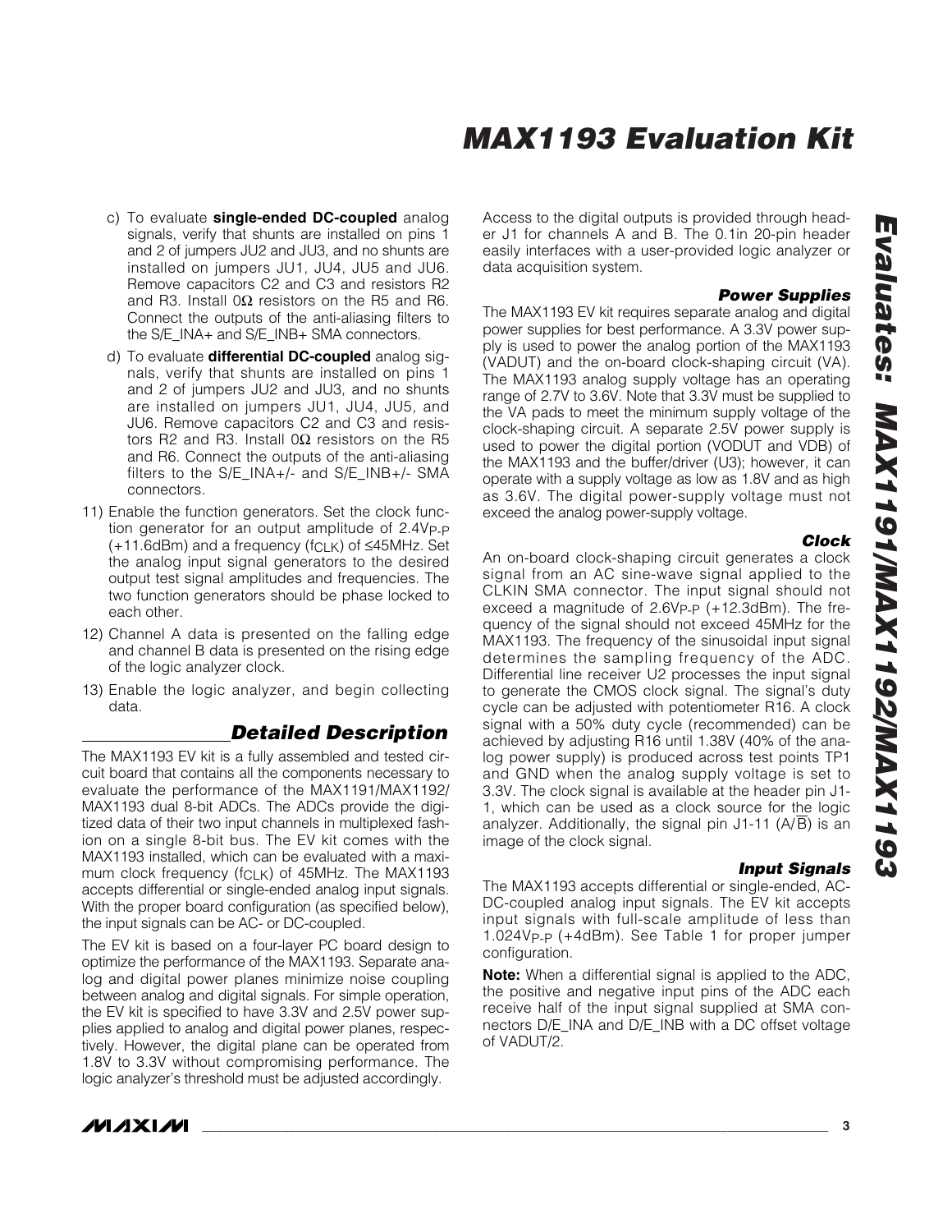c) To evaluate **single-ended DC-coupled** analog signals, verify that shunts are installed on pins 1 and 2 of jumpers JU2 and JU3, and no shunts are installed on jumpers JU1, JU4, JU5 and JU6. Remove capacitors C2 and C3 and resistors R2 and R3. Install 0Ω resistors on the R5 and R6. Connect the outputs of the anti-aliasing filters to the S/E_INA+ and S/E_INB+ SMA connectors.

d) To evaluate **differential DC-coupled** analog signals, verify that shunts are installed on pins 1 and 2 of jumpers JU2 and JU3, and no shunts are installed on jumpers JU1, JU4, JU5, and JU6. Remove capacitors C2 and C3 and resistors R2 and R3. Install 0Ω resistors on the R5 and R6. Connect the outputs of the anti-aliasing filters to the S/E_INA+/- and S/E_INB+/- SMA connectors.

11) Enable the function generators. Set the clock function generator for an output amplitude of $2.4V_{P-P}$ (+11.6dBm) and a frequency ($f_{CLK}$) of ≤45MHz. Set the analog input signal generators to the desired output test signal amplitudes and frequencies. The two function generators should be phase locked to each other.

12) Channel A data is presented on the falling edge and channel B data is presented on the rising edge of the logic analyzer clock.

13) Enable the logic analyzer, and begin collecting data.

## Detailed Description

The MAX1193 EV kit is a fully assembled and tested circuit board that contains all the components necessary to evaluate the performance of the MAX1191/MAX1192/MAX1193 dual 8-bit ADCs. The ADCs provide the digitized data of their two input channels in multiplexed fashion on a single 8-bit bus. The EV kit comes with the MAX1193 installed, which can be evaluated with a maximum clock frequency ($f_{CLK}$) of 45MHz. The MAX1193 accepts differential or single-ended analog input signals. With the proper board configuration (as specified below), the input signals can be AC- or DC-coupled.

The EV kit is based on a four-layer PC board design to optimize the performance of the MAX1193. Separate analog and digital power planes minimize noise coupling between analog and digital signals. For simple operation, the EV kit is specified to have 3.3V and 2.5V power supplies applied to analog and digital power planes, respectively. However, the digital plane can be operated from 1.8V to 3.3V without compromising performance. The logic analyzer's threshold must be adjusted accordingly.

Access to the digital outputs is provided through header J1 for channels A and B. The 0.1in 20-pin header easily interfaces with a user-provided logic analyzer or data acquisition system.

### Power Supplies

The MAX1193 EV kit requires separate analog and digital power supplies for best performance. A 3.3V power supply is used to power the analog portion of the MAX1193 (VADUT) and the on-board clock-shaping circuit (VA). The MAX1193 analog supply voltage has an operating range of 2.7V to 3.6V. Note that 3.3V must be supplied to the VA pads to meet the minimum supply voltage of the clock-shaping circuit. A separate 2.5V power supply is used to power the digital portion (VODUT and VDB) of the MAX1193 and the buffer/driver (U3); however, it can operate with a supply voltage as low as 1.8V and as high as 3.6V. The digital power-supply voltage must not exceed the analog power-supply voltage.

### Clock

An on-board clock-shaping circuit generates a clock signal from an AC sine-wave signal applied to the CLKIN SMA connector. The input signal should not exceed a magnitude of $2.6V_{P-P}$ (+12.3dBm). The frequency of the signal should not exceed 45MHz for the MAX1193. The frequency of the sinusoidal input signal determines the sampling frequency of the ADC. Differential line receiver U2 processes the input signal to generate the CMOS clock signal. The signal's duty cycle can be adjusted with potentiometer R16. A clock signal with a 50% duty cycle (recommended) can be achieved by adjusting R16 until 1.38V (40% of the analog power supply) is produced across test points TP1 and GND when the analog supply voltage is set to 3.3V. The clock signal is available at the header pin J1-1, which can be used as a clock source for the logic analyzer. Additionally, the signal pin J1-11 ($A/\overline{B}$) is an image of the clock signal.

### Input Signals

The MAX1193 accepts differential or single-ended, AC-DC-coupled analog input signals. The EV kit accepts input signals with full-scale amplitude of less than $1.024V_{P-P}$ (+4dBm). See Table 1 for proper jumper configuration.

**Note:** When a differential signal is applied to the ADC, the positive and negative input pins of the ADC each receive half of the input signal supplied at SMA connectors D/E_INA and D/E_INB with a DC offset voltage of VADUT/2.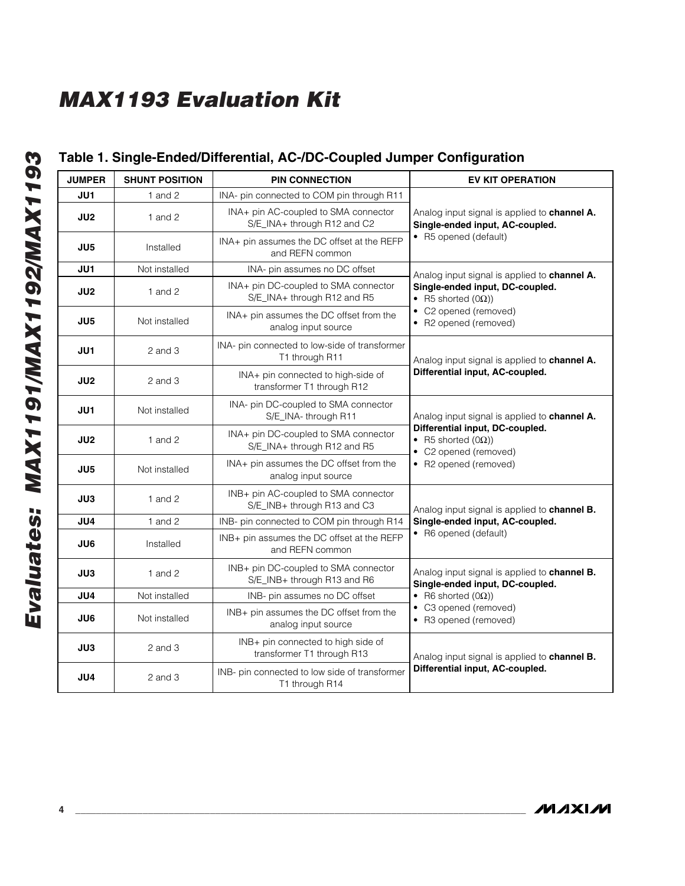# MAX1193 Evaluation Kit

## Table 1. Single-Ended/Differential, AC-/DC-Coupled Jumper Configuration

| JUMPER | SHUNT POSITION | PIN CONNECTION | EV KIT OPERATION |
|---|---|---|---|
| JU1 | 1 and 2 | INA- pin connected to COM pin through R11 | Analog input signal is applied to **channel A. Single-ended input, AC-coupled.** • R5 opened (default) |
| JU2 | 1 and 2 | INA+ pin AC-coupled to SMA connector S/E_INA+ through R12 and C2 | |
| JU5 | Installed | INA+ pin assumes the DC offset at the REFP and REFN common | |
| JU1 | Not installed | INA- pin assumes no DC offset | Analog input signal is applied to **channel A. Single-ended input, DC-coupled.** • R5 shorted (0Ω)) • C2 opened (removed) • R2 opened (removed) |
| JU2 | 1 and 2 | INA+ pin DC-coupled to SMA connector S/E_INA+ through R12 and R5 | |
| JU5 | Not installed | INA+ pin assumes the DC offset from the analog input source | |
| JU1 | 2 and 3 | INA- pin connected to low-side of transformer T1 through R11 | Analog input signal is applied to **channel A. Differential input, AC-coupled.** |
| JU2 | 2 and 3 | INA+ pin connected to high-side of transformer T1 through R12 | |
| JU1 | Not installed | INA- pin DC-coupled to SMA connector S/E_INA- through R11 | Analog input signal is applied to **channel A. Differential input, DC-coupled.** • R5 shorted (0Ω)) • C2 opened (removed) • R2 opened (removed) |
| JU2 | 1 and 2 | INA+ pin DC-coupled to SMA connector S/E_INA+ through R12 and R5 | |
| JU5 | Not installed | INA+ pin assumes the DC offset from the analog input source | |
| JU3 | 1 and 2 | INB+ pin AC-coupled to SMA connector S/E_INB+ through R13 and C3 | Analog input signal is applied to **channel B. Single-ended input, AC-coupled.** • R6 opened (default) |
| JU4 | 1 and 2 | INB- pin connected to COM pin through R14 | |
| JU6 | Installed | INB+ pin assumes the DC offset at the REFP and REFN common | |
| JU3 | 1 and 2 | INB+ pin DC-coupled to SMA connector S/E_INB+ through R13 and R6 | Analog input signal is applied to **channel B. Single-ended input, DC-coupled.** • R6 shorted (0Ω)) • C3 opened (removed) • R3 opened (removed) |
| JU4 | Not installed | INB- pin assumes no DC offset | |
| JU6 | Not installed | INB+ pin assumes the DC offset from the analog input source | |
| JU3 | 2 and 3 | INB+ pin connected to high side of transformer T1 through R13 | Analog input signal is applied to **channel B. Differential input, AC-coupled.** |
| JU4 | 2 and 3 | INB- pin connected to low side of transformer T1 through R14 | |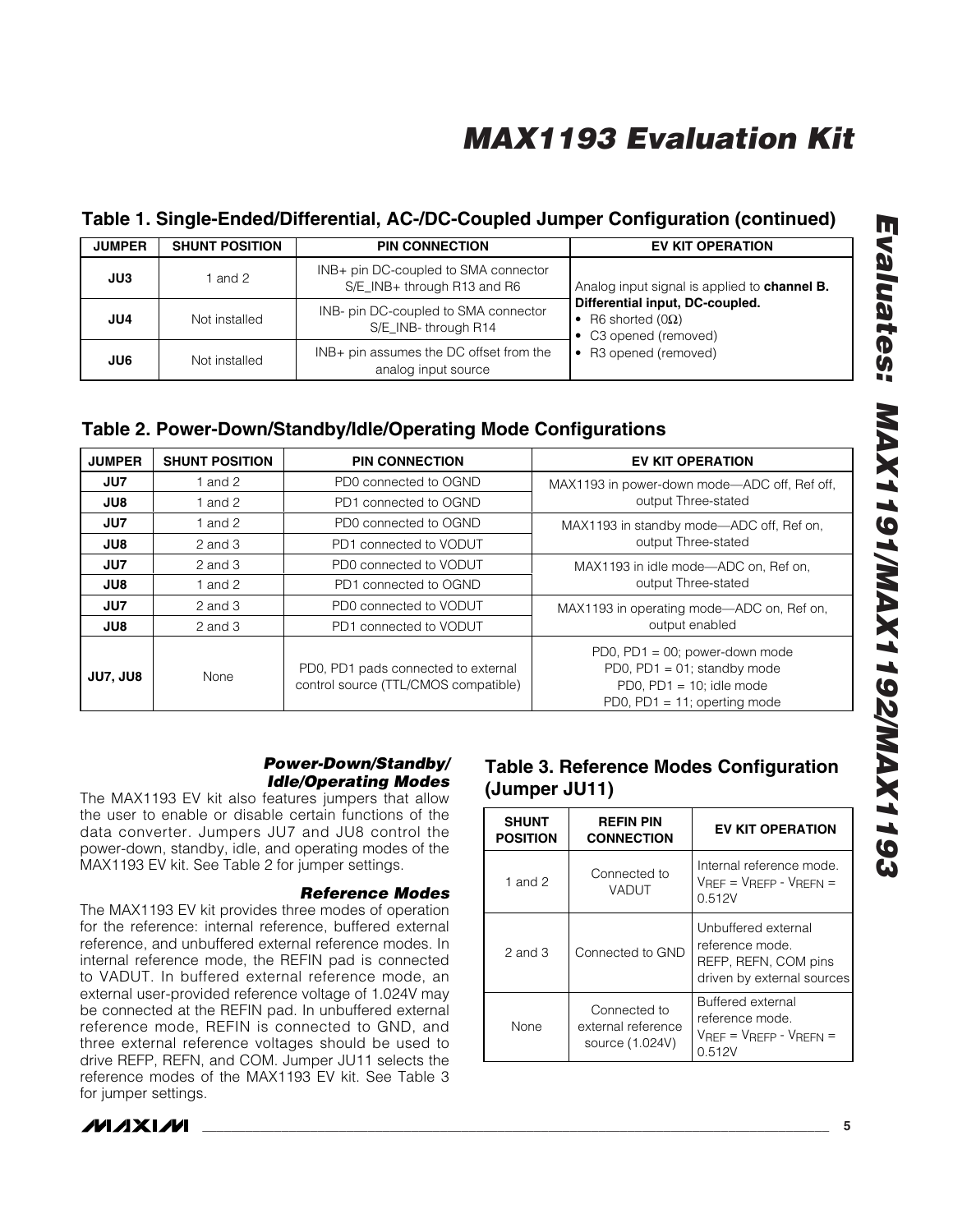## Table 1. Single-Ended/Differential, AC-/DC-Coupled Jumper Configuration (continued)

| JUMPER | SHUNT POSITION | PIN CONNECTION | EV KIT OPERATION |
|---|---|---|---|
| JU3 | 1 and 2 | INB+ pin DC-coupled to SMA connector S/E_INB+ through R13 and R6 | Analog input signal is applied to **channel B.** **Differential input, DC-coupled.** • R6 shorted (0Ω) • C3 opened (removed) • R3 opened (removed) |
| JU4 | Not installed | INB- pin DC-coupled to SMA connector S/E_INB- through R14 | |
| JU6 | Not installed | INB+ pin assumes the DC offset from the analog input source | |

## Table 2. Power-Down/Standby/Idle/Operating Mode Configurations

| JUMPER | SHUNT POSITION | PIN CONNECTION | EV KIT OPERATION |
|---|---|---|---|
| JU7 | 1 and 2 | PD0 connected to OGND | MAX1193 in power-down mode—ADC off, Ref off, output Three-stated |
| JU8 | 1 and 2 | PD1 connected to OGND | |
| JU7 | 1 and 2 | PD0 connected to OGND | MAX1193 in standby mode—ADC off, Ref on, output Three-stated |
| JU8 | 2 and 3 | PD1 connected to VODUT | |
| JU7 | 2 and 3 | PD0 connected to VODUT | MAX1193 in idle mode—ADC on, Ref on, output Three-stated |
| JU8 | 1 and 2 | PD1 connected to OGND | |
| JU7 | 2 and 3 | PD0 connected to VODUT | MAX1193 in operating mode—ADC on, Ref on, output enabled |
| JU8 | 2 and 3 | PD1 connected to VODUT | |
| JU7, JU8 | None | PD0, PD1 pads connected to external control source (TTL/CMOS compatible) | PD0, PD1 = 00; power-down mode PD0, PD1 = 01; standby mode PD0, PD1 = 10; idle mode PD0, PD1 = 11; operting mode |

### *Power-Down/Standby/Idle/Operating Modes*

The MAX1193 EV kit also features jumpers that allow the user to enable or disable certain functions of the data converter. Jumpers JU7 and JU8 control the power-down, standby, idle, and operating modes of the MAX1193 EV kit. See Table 2 for jumper settings.

### *Reference Modes*

The MAX1193 EV kit provides three modes of operation for the reference: internal reference, buffered external reference, and unbuffered external reference modes. In internal reference mode, the REFIN pad is connected to VADUT. In buffered external reference mode, an external user-provided reference voltage of 1.024V may be connected at the REFIN pad. In unbuffered external reference mode, REFIN is connected to GND, and three external reference voltages should be used to drive REFP, REFN, and COM. Jumper JU11 selects the reference modes of the MAX1193 EV kit. See Table 3 for jumper settings.

## Table 3. Reference Modes Configuration (Jumper JU11)

| SHUNT POSITION | REFIN PIN CONNECTION | EV KIT OPERATION |
|---|---|---|
| 1 and 2 | Connected to VADUT | Internal reference mode. $V_{REF} = V_{REFP} - V_{REFN} =$ 0.512V |
| 2 and 3 | Connected to GND | Unbuffered external reference mode. REFP, REFN, COM pins driven by external sources |
| None | Connected to external reference source (1.024V) | Buffered external reference mode. $V_{REF} = V_{REFP} - V_{REFN} =$ 0.512V |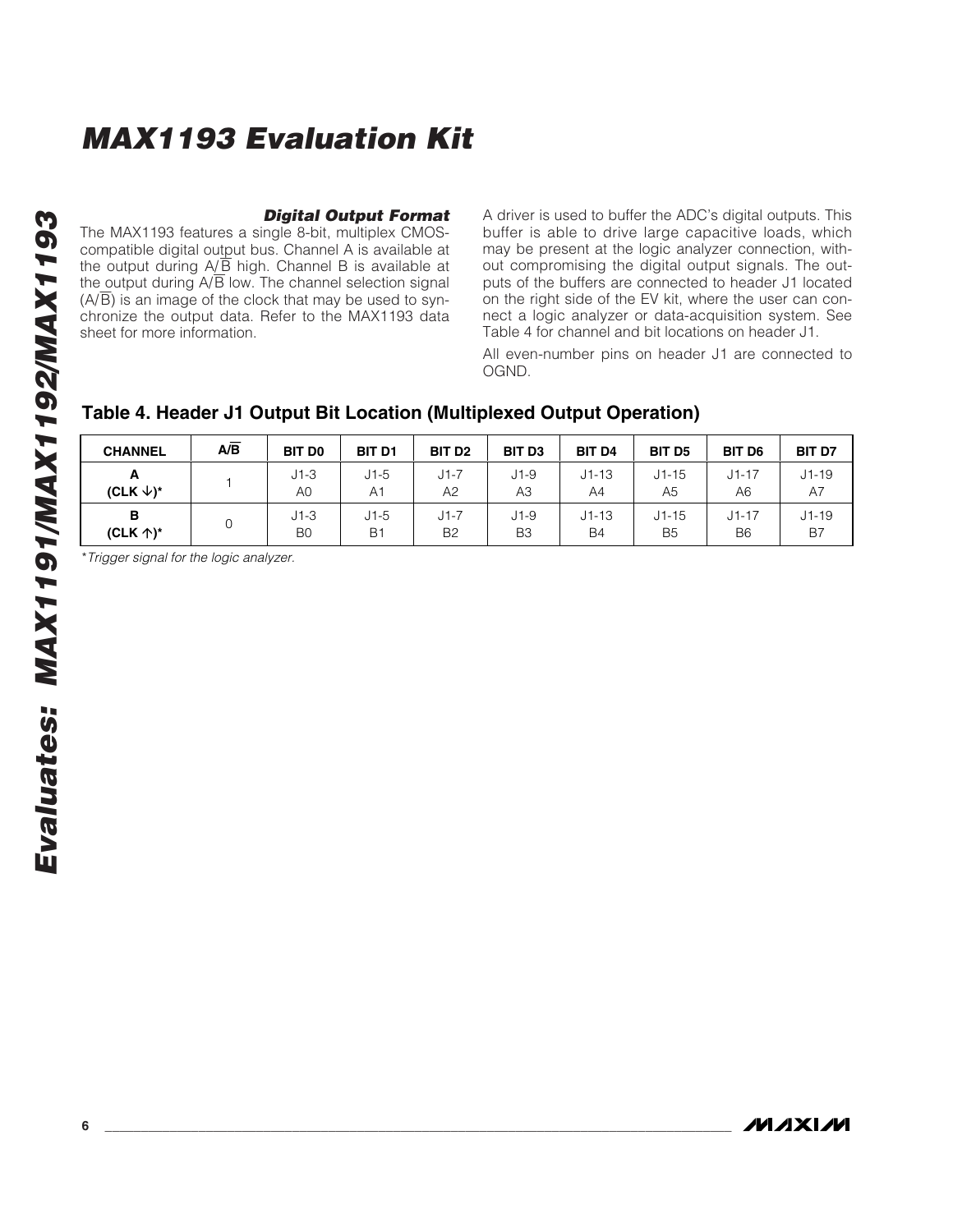### Digital Output Format

The MAX1193 features a single 8-bit, multiplex CMOS-compatible digital output bus. Channel A is available at the output during A/$\overline{B}$ high. Channel B is available at the output during A/$\overline{B}$ low. The channel selection signal (A/$\overline{B}$) is an image of the clock that may be used to synchronize the output data. Refer to the MAX1193 data sheet for more information.

A driver is used to buffer the ADC's digital outputs. This buffer is able to drive large capacitive loads, which may be present at the logic analyzer connection, without compromising the digital output signals. The outputs of the buffers are connected to header J1 located on the right side of the EV kit, where the user can connect a logic analyzer or data-acquisition system. See Table 4 for channel and bit locations on header J1.

All even-number pins on header J1 are connected to OGND.

## Table 4. Header J1 Output Bit Location (Multiplexed Output Operation)

| CHANNEL | A/$\overline{B}$ | BIT D0 | BIT D1 | BIT D2 | BIT D3 | BIT D4 | BIT D5 | BIT D6 | BIT D7 |
|---|---|---|---|---|---|---|---|---|---|
| A (CLK ↓)* | 1 | J1-3 A0 | J1-5 A1 | J1-7 A2 | J1-9 A3 | J1-13 A4 | J1-15 A5 | J1-17 A6 | J1-19 A7 |
| B (CLK ↑)* | 0 | J1-3 B0 | J1-5 B1 | J1-7 B2 | J1-9 B3 | J1-13 B4 | J1-15 B5 | J1-17 B6 | J1-19 B7 |

*Trigger signal for the logic analyzer.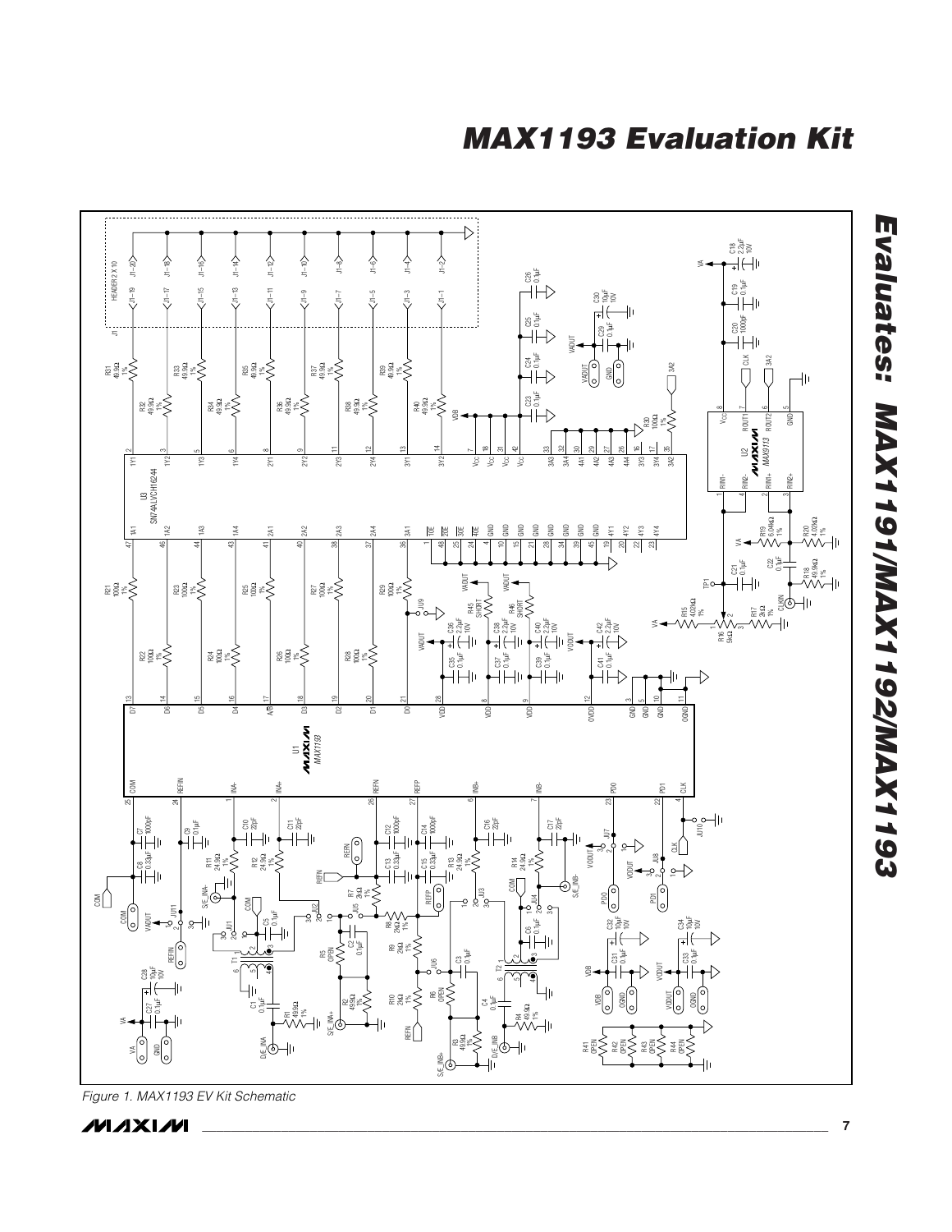Figure 1. MAX1193 EV Kit Schematic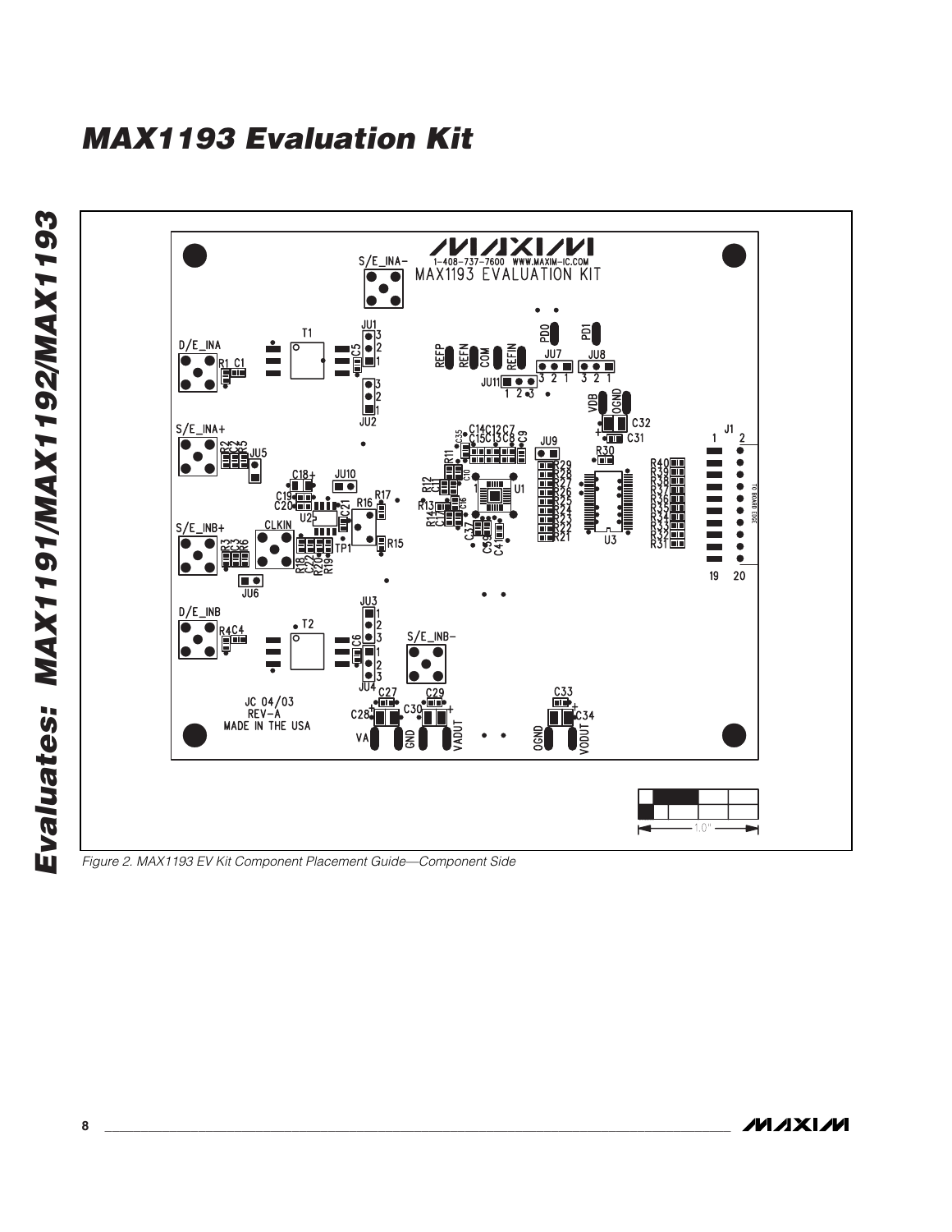# MAX1193 Evaluation Kit

*Figure 2. MAX1193 EV Kit Component Placement Guide—Component Side*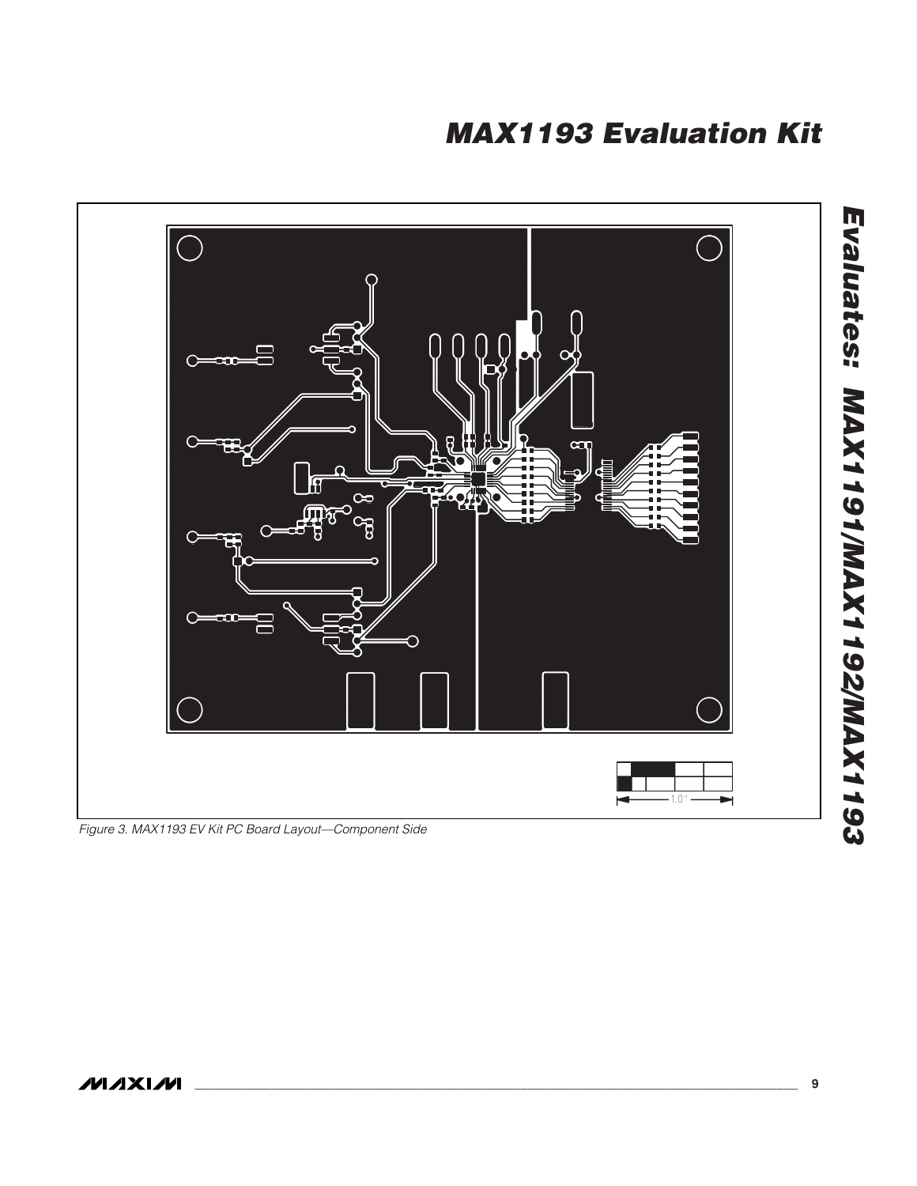Figure 3. MAX1193 EV Kit PC Board Layout—Component Side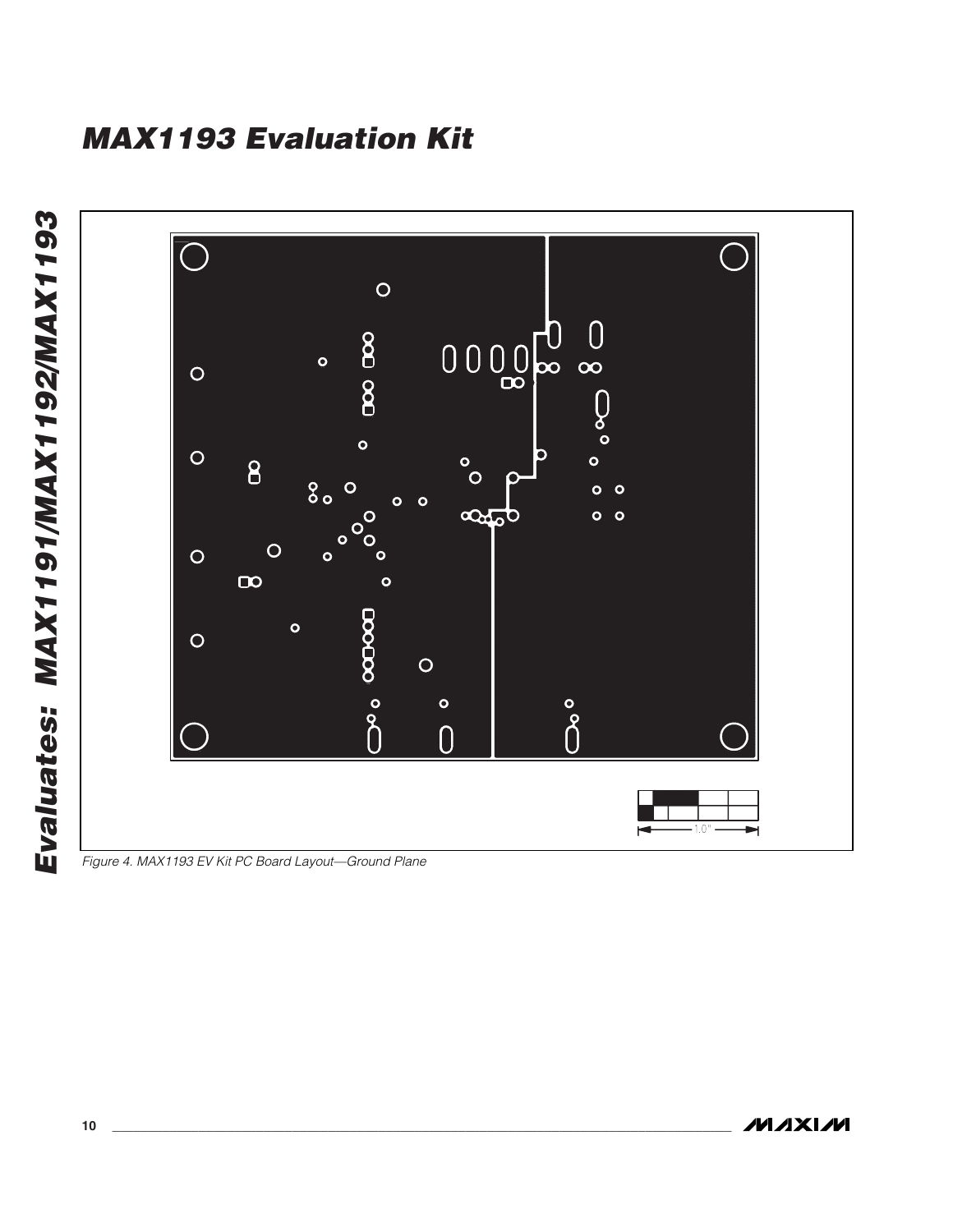Figure 4. MAX1193 EV Kit PC Board Layout—Ground Plane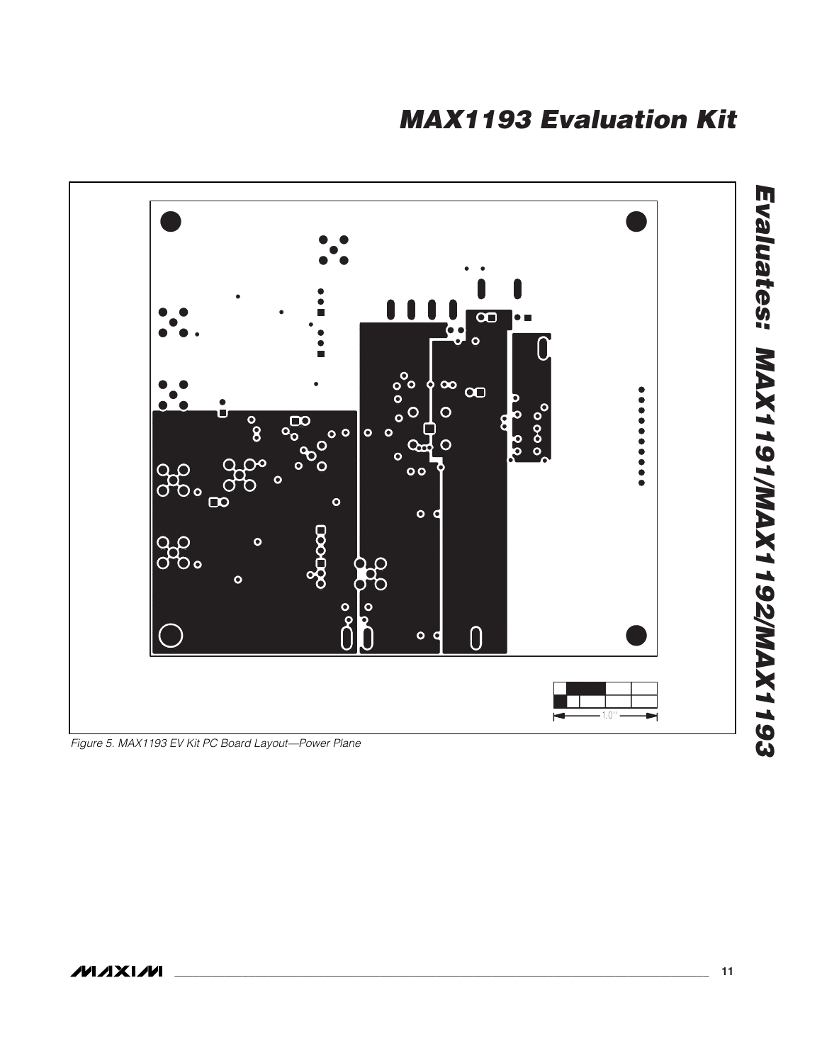1.0"

Figure 5. MAX1193 EV Kit PC Board Layout—Power Plane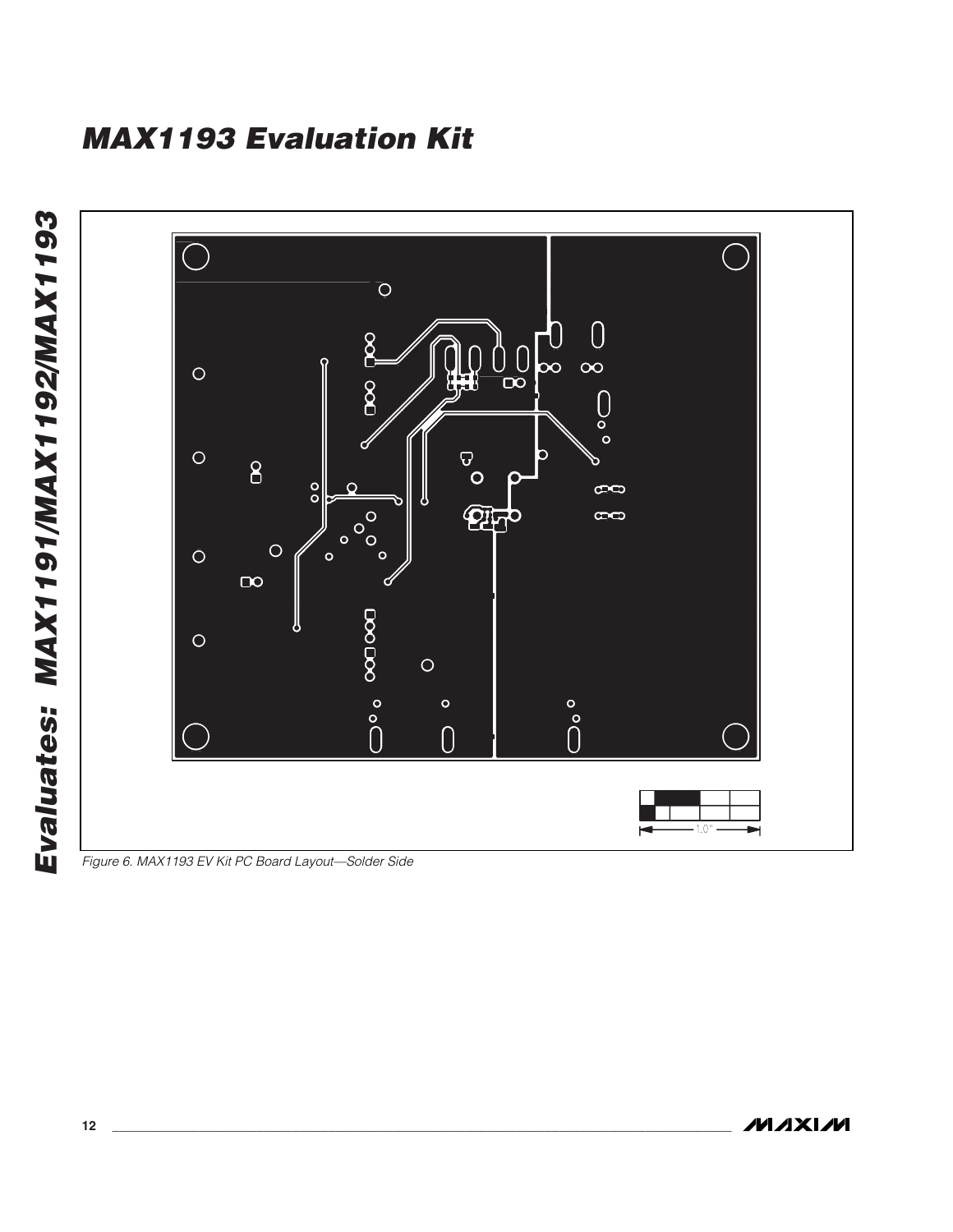# MAX1193 Evaluation Kit

1.0"

Figure 6. MAX1193 EV Kit PC Board Layout—Solder Side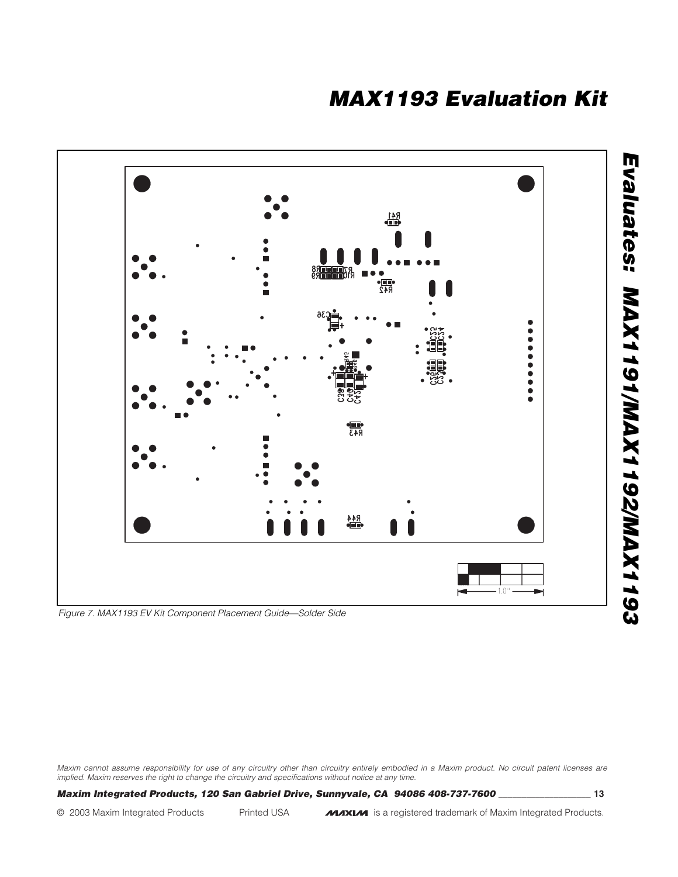R41

R8 R7 R9 R10

R42

C36

C52 C54 C56 C53

C39 C40 C45

R43

R44

1.0"

*Figure 7. MAX1193 EV Kit Component Placement Guide—Solder Side*

*Maxim cannot assume responsibility for use of any circuitry other than circuitry entirely embodied in a Maxim product. No circuit patent licenses are implied. Maxim reserves the right to change the circuitry and specifications without notice at any time.*

***Maxim Integrated Products, 120 San Gabriel Drive, Sunnyvale, CA 94086 408-737-7600***

© 2003 Maxim Integrated Products Printed USA MAXIM is a registered trademark of Maxim Integrated Products.